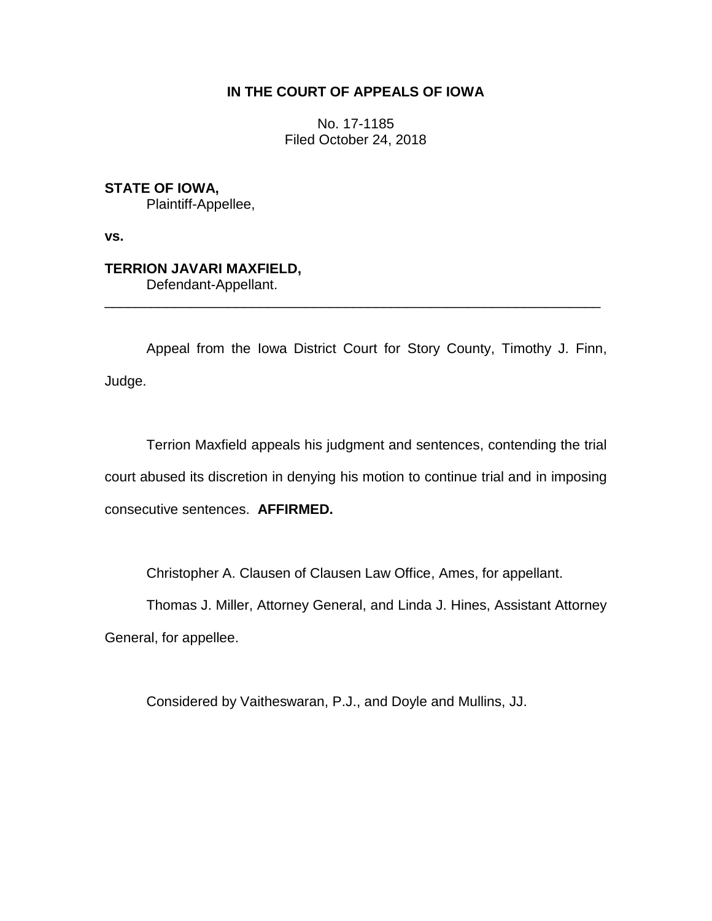**IN THE COURT OF APPEALS OF IOWA**

No. 17-1185
Filed October 24, 2018

**STATE OF IOWA,**
Plaintiff-Appellee,

**vs.**

**TERRION JAVARI MAXFIELD,**
Defendant-Appellant.

---

Appeal from the Iowa District Court for Story County, Timothy J. Finn, Judge.

Terrion Maxfield appeals his judgment and sentences, contending the trial court abused its discretion in denying his motion to continue trial and in imposing consecutive sentences. **AFFIRMED.**

Christopher A. Clausen of Clausen Law Office, Ames, for appellant.

Thomas J. Miller, Attorney General, and Linda J. Hines, Assistant Attorney General, for appellee.

Considered by Vaitheswaran, P.J., and Doyle and Mullins, JJ.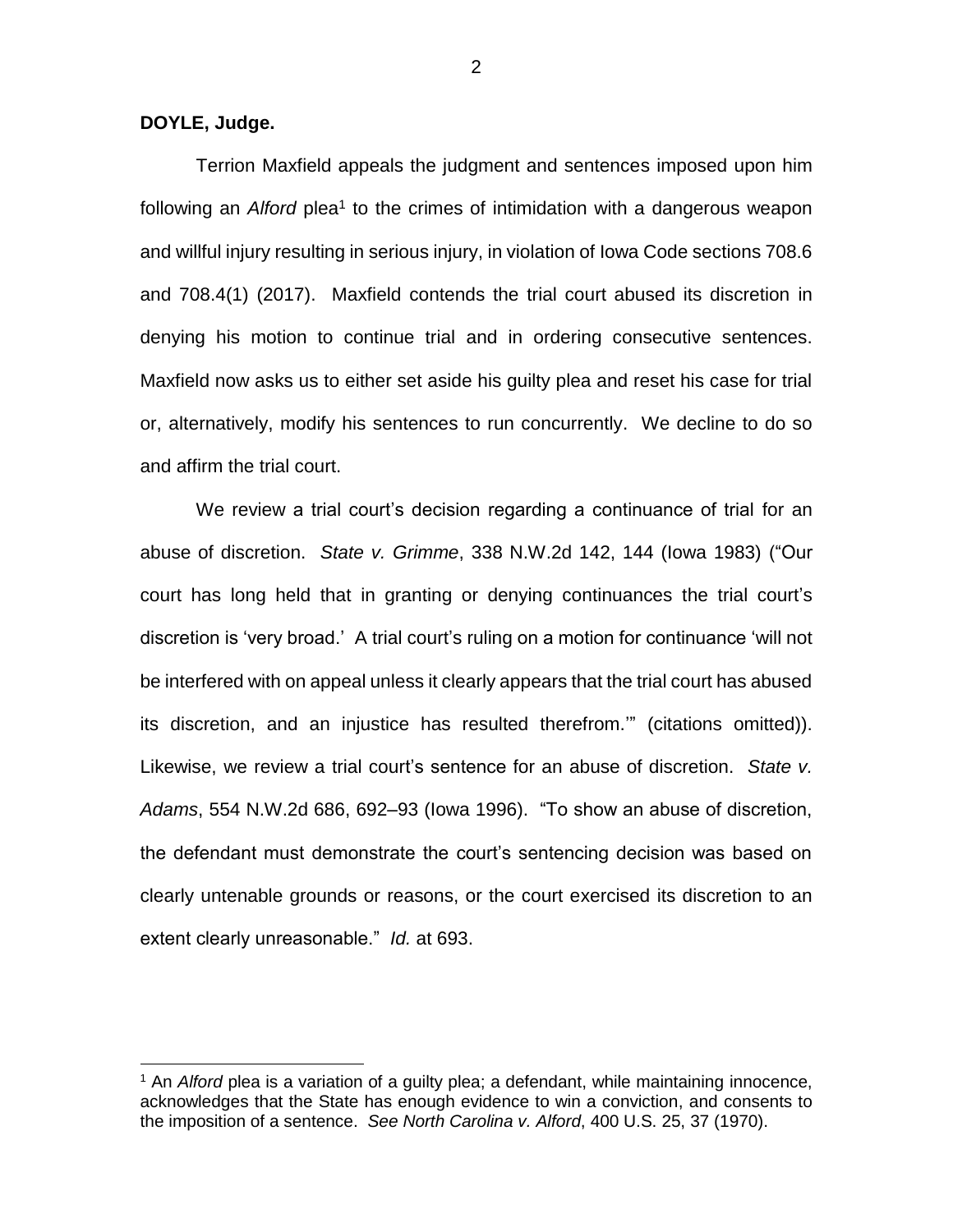**DOYLE, Judge.**

Terrion Maxfield appeals the judgment and sentences imposed upon him following an *Alford* plea[1] to the crimes of intimidation with a dangerous weapon and willful injury resulting in serious injury, in violation of Iowa Code sections 708.6 and 708.4(1) (2017). Maxfield contends the trial court abused its discretion in denying his motion to continue trial and in ordering consecutive sentences. Maxfield now asks us to either set aside his guilty plea and reset his case for trial or, alternatively, modify his sentences to run concurrently. We decline to do so and affirm the trial court.

We review a trial court's decision regarding a continuance of trial for an abuse of discretion. *State v. Grimme*, 338 N.W.2d 142, 144 (Iowa 1983) ("Our court has long held that in granting or denying continuances the trial court's discretion is 'very broad.' A trial court's ruling on a motion for continuance 'will not be interfered with on appeal unless it clearly appears that the trial court has abused its discretion, and an injustice has resulted therefrom.'" (citations omitted)). Likewise, we review a trial court's sentence for an abuse of discretion. *State v. Adams*, 554 N.W.2d 686, 692–93 (Iowa 1996). "To show an abuse of discretion, the defendant must demonstrate the court's sentencing decision was based on clearly untenable grounds or reasons, or the court exercised its discretion to an extent clearly unreasonable." *Id.* at 693.

[1] An *Alford* plea is a variation of a guilty plea; a defendant, while maintaining innocence, acknowledges that the State has enough evidence to win a conviction, and consents to the imposition of a sentence. *See North Carolina v. Alford*, 400 U.S. 25, 37 (1970).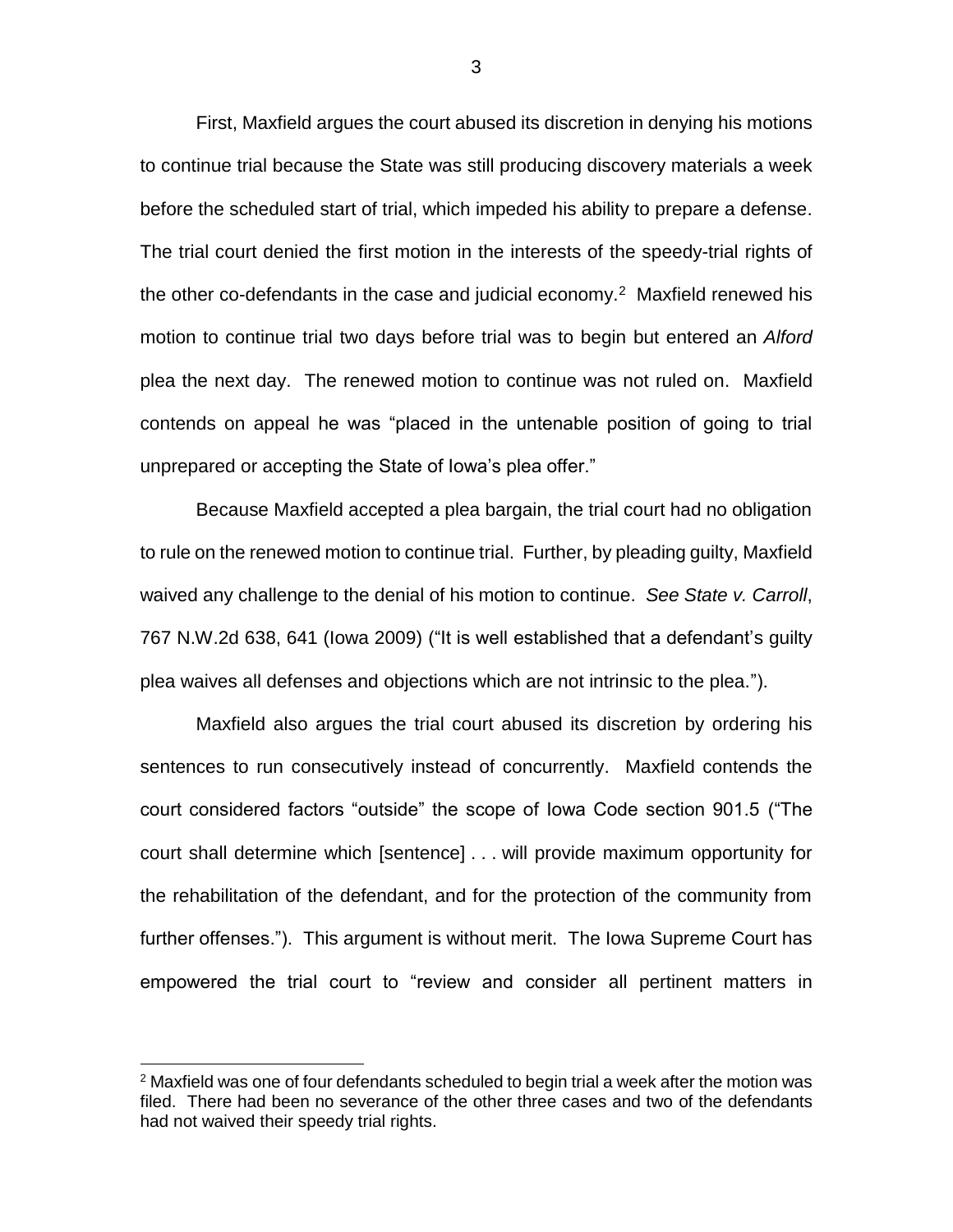First, Maxfield argues the court abused its discretion in denying his motions to continue trial because the State was still producing discovery materials a week before the scheduled start of trial, which impeded his ability to prepare a defense. The trial court denied the first motion in the interests of the speedy-trial rights of the other co-defendants in the case and judicial economy.[2] Maxfield renewed his motion to continue trial two days before trial was to begin but entered an *Alford* plea the next day. The renewed motion to continue was not ruled on. Maxfield contends on appeal he was "placed in the untenable position of going to trial unprepared or accepting the State of Iowa's plea offer."

Because Maxfield accepted a plea bargain, the trial court had no obligation to rule on the renewed motion to continue trial. Further, by pleading guilty, Maxfield waived any challenge to the denial of his motion to continue. *See State v. Carroll*, 767 N.W.2d 638, 641 (Iowa 2009) ("It is well established that a defendant's guilty plea waives all defenses and objections which are not intrinsic to the plea.").

Maxfield also argues the trial court abused its discretion by ordering his sentences to run consecutively instead of concurrently. Maxfield contends the court considered factors "outside" the scope of Iowa Code section 901.5 ("The court shall determine which [sentence] . . . will provide maximum opportunity for the rehabilitation of the defendant, and for the protection of the community from further offenses."). This argument is without merit. The Iowa Supreme Court has empowered the trial court to "review and consider all pertinent matters in

[2] Maxfield was one of four defendants scheduled to begin trial a week after the motion was filed. There had been no severance of the other three cases and two of the defendants had not waived their speedy trial rights.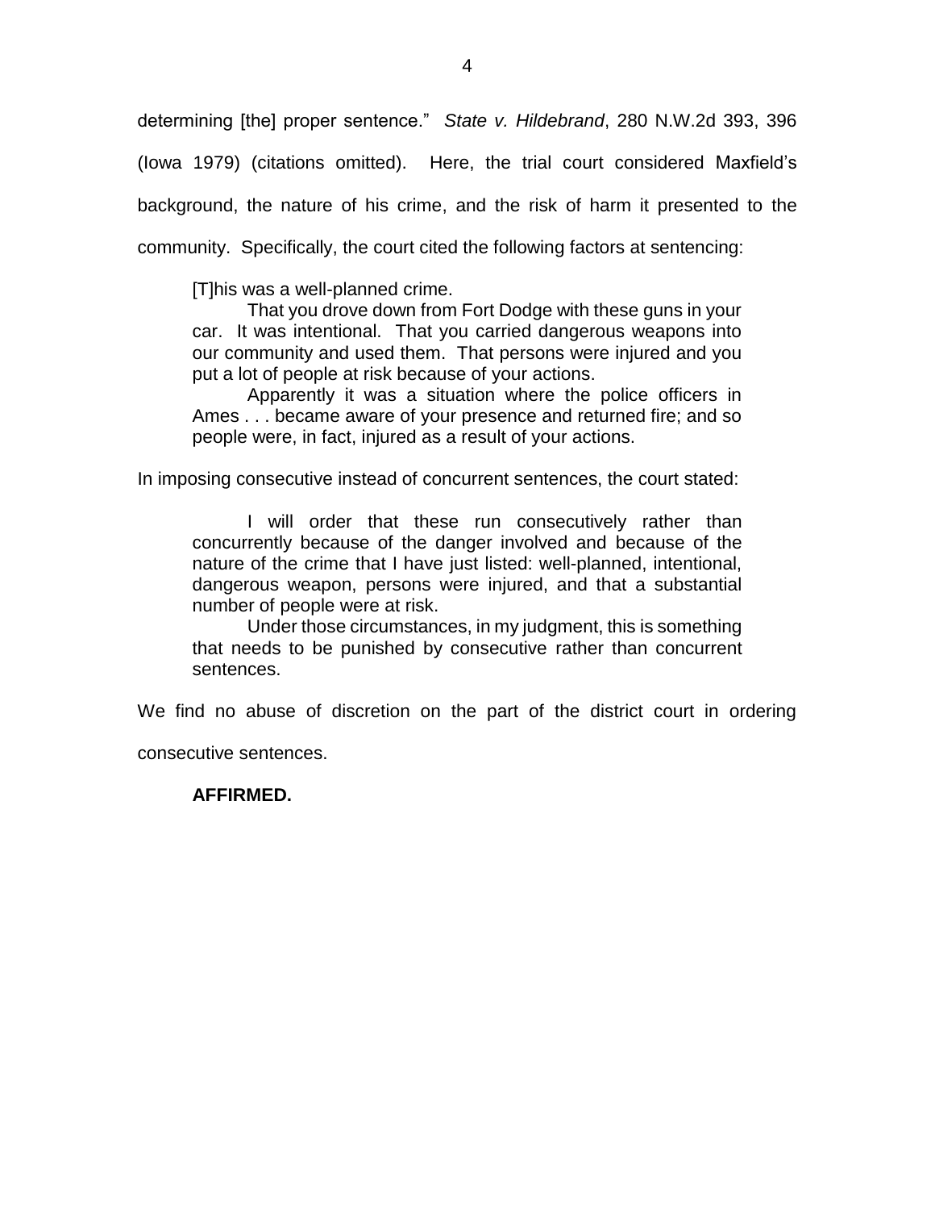determining [the] proper sentence." *State v. Hildebrand*, 280 N.W.2d 393, 396 (Iowa 1979) (citations omitted). Here, the trial court considered Maxfield's background, the nature of his crime, and the risk of harm it presented to the community. Specifically, the court cited the following factors at sentencing:

> [T]his was a well-planned crime.
>
> That you drove down from Fort Dodge with these guns in your car. It was intentional. That you carried dangerous weapons into our community and used them. That persons were injured and you put a lot of people at risk because of your actions.
>
> Apparently it was a situation where the police officers in Ames . . . became aware of your presence and returned fire; and so people were, in fact, injured as a result of your actions.

In imposing consecutive instead of concurrent sentences, the court stated:

> I will order that these run consecutively rather than concurrently because of the danger involved and because of the nature of the crime that I have just listed: well-planned, intentional, dangerous weapon, persons were injured, and that a substantial number of people were at risk.
>
> Under those circumstances, in my judgment, this is something that needs to be punished by consecutive rather than concurrent sentences.

We find no abuse of discretion on the part of the district court in ordering consecutive sentences.

**AFFIRMED.**